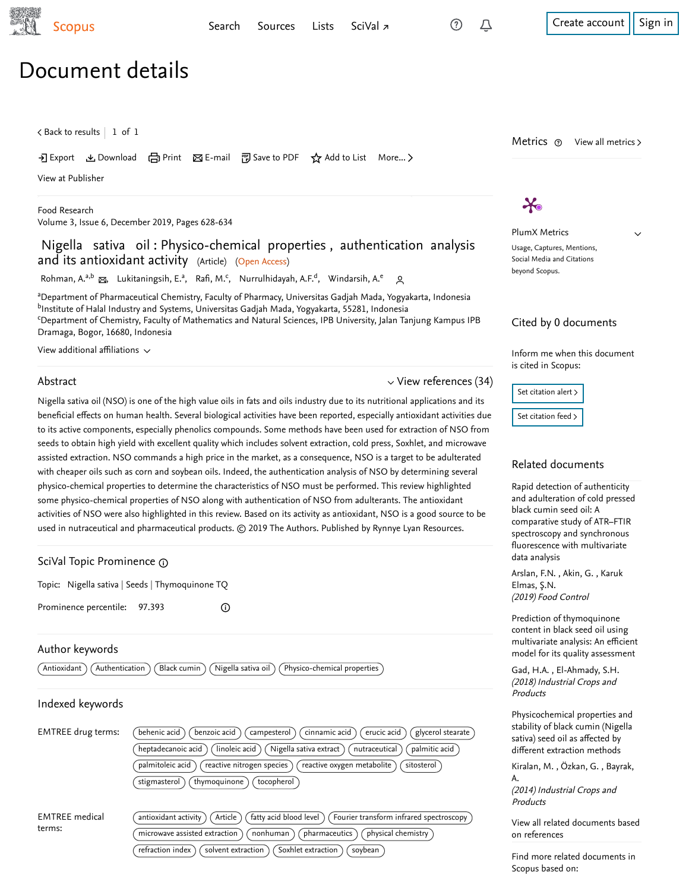# Document details

< Back to results | 1 of 1

Export | Download | Print | E-mail | Save to PDF | Add to List | More... >

View at Publisher

Food Research
Volume 3, Issue 6, December 2019, Pages 628-634

## Nigella sativa oil: Physico-chemical properties, authentication analysis and its antioxidant activity (Article) (Open Access)

Rohman, A.[a,b], Lukitaningsih, E.[a], Rafi, M.[c], Nurrulhidayah, A.F.[d], Windarsih, A.[e]

[a]Department of Pharmaceutical Chemistry, Faculty of Pharmacy, Universitas Gadjah Mada, Yogyakarta, Indonesia
[b]Institute of Halal Industry and Systems, Universitas Gadjah Mada, Yogyakarta, 55281, Indonesia
[c]Department of Chemistry, Faculty of Mathematics and Natural Sciences, IPB University, Jalan Tanjung Kampus IPB Dramaga, Bogor, 16680, Indonesia

View additional affiliations

### Abstract

View references (34)

Nigella sativa oil (NSO) is one of the high value oils in fats and oils industry due to its nutritional applications and its beneficial effects on human health. Several biological activities have been reported, especially antioxidant activities due to its active components, especially phenolics compounds. Some methods have been used for extraction of NSO from seeds to obtain high yield with excellent quality which includes solvent extraction, cold press, Soxhlet, and microwave assisted extraction. NSO commands a high price in the market, as a consequence, NSO is a target to be adulterated with cheaper oils such as corn and soybean oils. Indeed, the authentication analysis of NSO by determining several physico-chemical properties to determine the characteristics of NSO must be performed. This review highlighted some physico-chemical properties of NSO along with authentication of NSO from adulterants. The antioxidant activities of NSO were also highlighted in this review. Based on its activity as antioxidant, NSO is a good source to be used in nutraceutical and pharmaceutical products. © 2019 The Authors. Published by Rynnye Lyan Resources.

### SciVal Topic Prominence

Topic: Nigella sativa | Seeds | Thymoquinone TQ

Prominence percentile: 97.393

### Author keywords

Antioxidant | Authentication | Black cumin | Nigella sativa oil | Physico-chemical properties

### Indexed keywords

EMTREE drug terms: behenic acid | benzoic acid | campesterol | cinnamic acid | erucic acid | glycerol stearate | heptadecanoic acid | linoleic acid | Nigella sativa extract | nutraceutical | palmitic acid | palmitoleic acid | reactive nitrogen species | reactive oxygen metabolite | sitosterol | stigmasterol | thymoquinone | tocopherol

EMTREE medical terms: antioxidant activity | Article | fatty acid blood level | Fourier transform infrared spectroscopy | microwave assisted extraction | nonhuman | pharmaceutics | physical chemistry | refraction index | solvent extraction | Soxhlet extraction | soybean

### Metrics

View all metrics >

PlumX Metrics

Usage, Captures, Mentions, Social Media and Citations beyond Scopus.

### Cited by 0 documents

Inform me when this document is cited in Scopus:

Set citation alert >

Set citation feed >

### Related documents

Rapid detection of authenticity and adulteration of cold pressed black cumin seed oil: A comparative study of ATR–FTIR spectroscopy and synchronous fluorescence with multivariate data analysis
Arslan, F.N. , Akin, G. , Karuk Elmas, Ş.N.
*(2019) Food Control*

Prediction of thymoquinone content in black seed oil using multivariate analysis: An efficient model for its quality assessment
Gad, H.A. , El-Ahmady, S.H.
*(2018) Industrial Crops and Products*

Physicochemical properties and stability of black cumin (Nigella sativa) seed oil as affected by different extraction methods
Kiralan, M. , Özkan, G. , Bayrak, A.
*(2014) Industrial Crops and Products*

View all related documents based on references

Find more related documents in Scopus based on: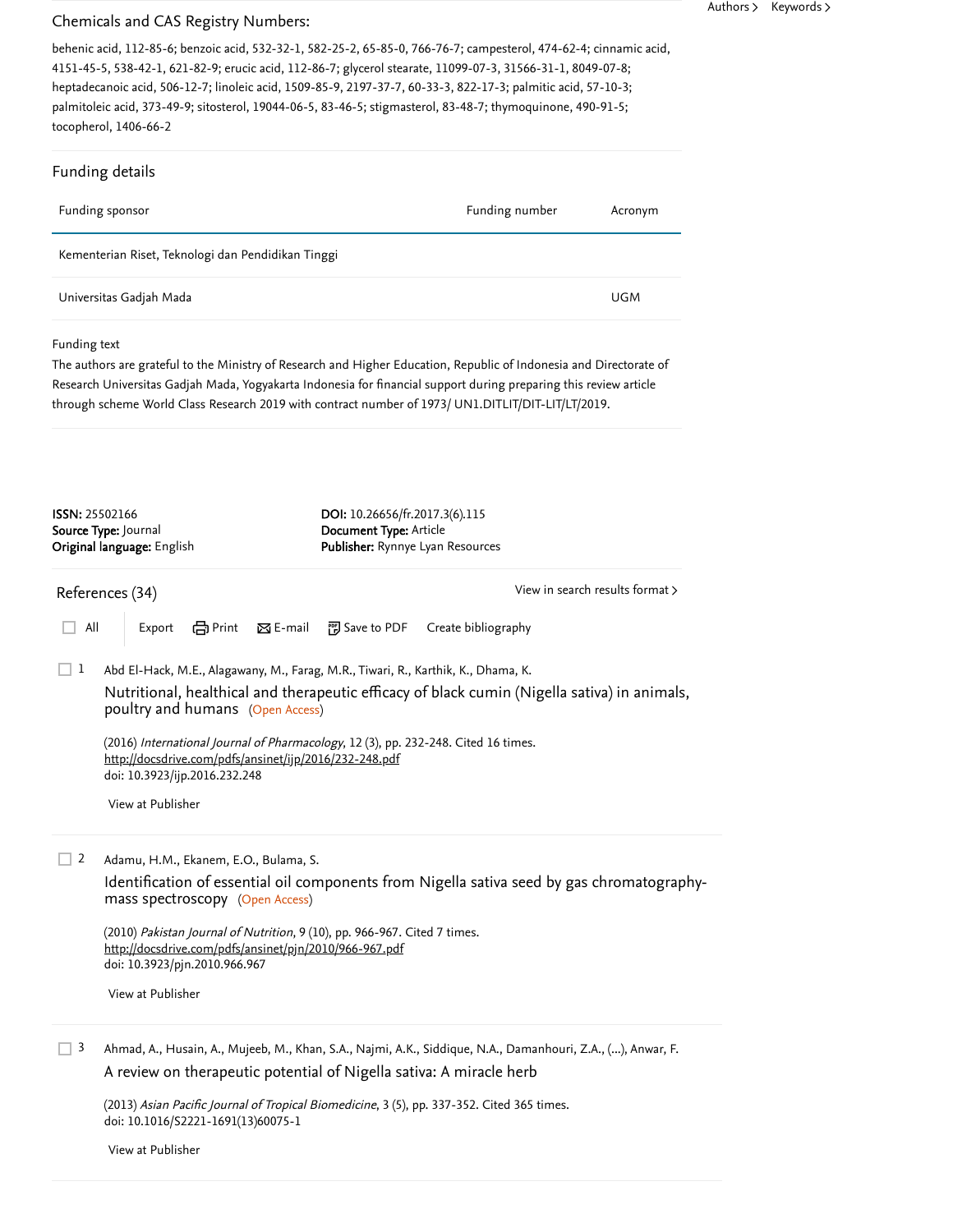## Chemicals and CAS Registry Numbers:

behenic acid, 112-85-6; benzoic acid, 532-32-1, 582-25-2, 65-85-0, 766-76-7; campesterol, 474-62-4; cinnamic acid, 4151-45-5, 538-42-1, 621-82-9; erucic acid, 112-86-7; glycerol stearate, 11099-07-3, 31566-31-1, 8049-07-8; heptadecanoic acid, 506-12-7; linoleic acid, 1509-85-9, 2197-37-7, 60-33-3, 822-17-3; palmitic acid, 57-10-3; palmitoleic acid, 373-49-9; sitosterol, 19044-06-5, 83-46-5; stigmasterol, 83-48-7; thymoquinone, 490-91-5; tocopherol, 1406-66-2

## Funding details

| Funding sponsor | Funding number | Acronym |
|---|---|---|
| Kementerian Riset, Teknologi dan Pendidikan Tinggi | | |
| Universitas Gadjah Mada | | UGM |

Funding text

The authors are grateful to the Ministry of Research and Higher Education, Republic of Indonesia and Directorate of Research Universitas Gadjah Mada, Yogyakarta Indonesia for financial support during preparing this review article through scheme World Class Research 2019 with contract number of 1973/ UN1.DITLIT/DIT-LIT/LT/2019.

**ISSN:** 25502166
**Source Type:** Journal
**Original language:** English

**DOI:** 10.26656/fr.2017.3(6).115
**Document Type:** Article
**Publisher:** Rynnye Lyan Resources

## References (34)

1. Abd El-Hack, M.E., Alagawany, M., Farag, M.R., Tiwari, R., Karthik, K., Dhama, K.
   **Nutritional, healthical and therapeutic efficacy of black cumin (Nigella sativa) in animals, poultry and humans** (Open Access)
   (2016) *International Journal of Pharmacology*, 12 (3), pp. 232-248. Cited 16 times.
   http://docsdrive.com/pdfs/ansinet/ijp/2016/232-248.pdf
   doi: 10.3923/ijp.2016.232.248
   View at Publisher

2. Adamu, H.M., Ekanem, E.O., Bulama, S.
   **Identification of essential oil components from Nigella sativa seed by gas chromatography-mass spectroscopy** (Open Access)
   (2010) *Pakistan Journal of Nutrition*, 9 (10), pp. 966-967. Cited 7 times.
   http://docsdrive.com/pdfs/ansinet/pjn/2010/966-967.pdf
   doi: 10.3923/pjn.2010.966.967
   View at Publisher

3. Ahmad, A., Husain, A., Mujeeb, M., Khan, S.A., Najmi, A.K., Siddique, N.A., Damanhouri, Z.A., (...), Anwar, F.
   **A review on therapeutic potential of Nigella sativa: A miracle herb**
   (2013) *Asian Pacific Journal of Tropical Biomedicine*, 3 (5), pp. 337-352. Cited 365 times.
   doi: 10.1016/S2221-1691(13)60075-1
   View at Publisher